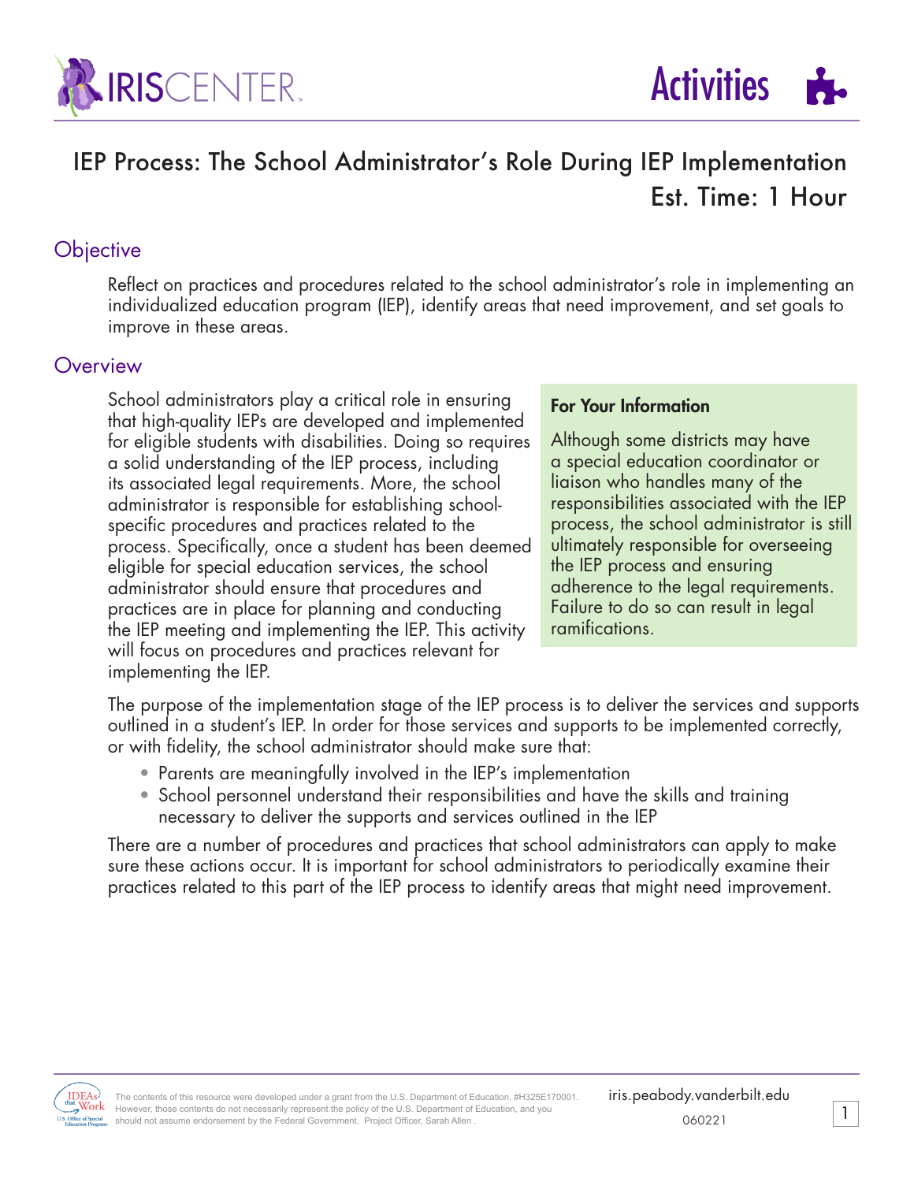# IEP Process: The School Administrator's Role During IEP Implementation

Est. Time: 1 Hour

## Objective

Reflect on practices and procedures related to the school administrator's role in implementing an individualized education program (IEP), identify areas that need improvement, and set goals to improve in these areas.

## Overview

School administrators play a critical role in ensuring that high-quality IEPs are developed and implemented for eligible students with disabilities. Doing so requires a solid understanding of the IEP process, including its associated legal requirements. More, the school administrator is responsible for establishing school-specific procedures and practices related to the process. Specifically, once a student has been deemed eligible for special education services, the school administrator should ensure that procedures and practices are in place for planning and conducting the IEP meeting and implementing the IEP. This activity will focus on procedures and practices relevant for implementing the IEP.

> **For Your Information**
>
> Although some districts may have a special education coordinator or liaison who handles many of the responsibilities associated with the IEP process, the school administrator is still ultimately responsible for overseeing the IEP process and ensuring adherence to the legal requirements. Failure to do so can result in legal ramifications.

The purpose of the implementation stage of the IEP process is to deliver the services and supports outlined in a student's IEP. In order for those services and supports to be implemented correctly, or with fidelity, the school administrator should make sure that:

- Parents are meaningfully involved in the IEP's implementation
- School personnel understand their responsibilities and have the skills and training necessary to deliver the supports and services outlined in the IEP

There are a number of procedures and practices that school administrators can apply to make sure these actions occur. It is important for school administrators to periodically examine their practices related to this part of the IEP process to identify areas that might need improvement.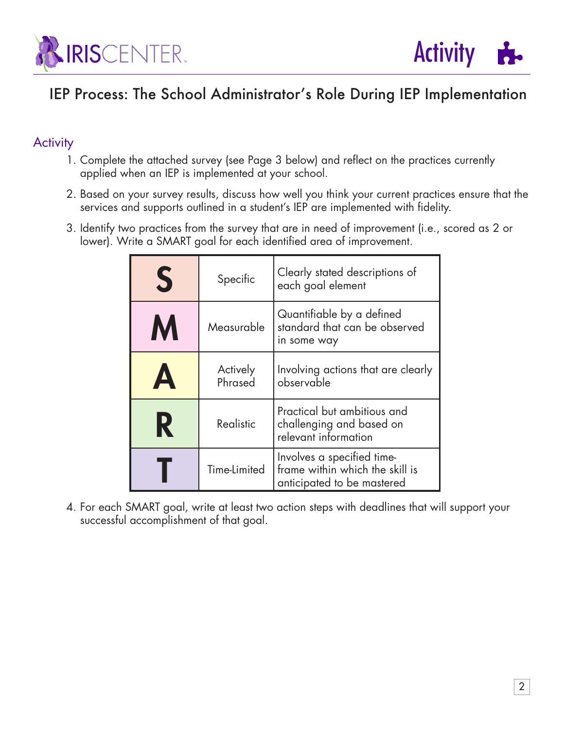# IEP Process: The School Administrator's Role During IEP Implementation

## Activity

1. Complete the attached survey (see Page 3 below) and reflect on the practices currently applied when an IEP is implemented at your school.

2. Based on your survey results, discuss how well you think your current practices ensure that the services and supports outlined in a student's IEP are implemented with fidelity.

3. Identify two practices from the survey that are in need of improvement (i.e., scored as 2 or lower). Write a SMART goal for each identified area of improvement.

| | | |
|---|---|---|
| **S** | Specific | Clearly stated descriptions of each goal element |
| **M** | Measurable | Quantifiable by a defined standard that can be observed in some way |
| **A** | Actively Phrased | Involving actions that are clearly observable |
| **R** | Realistic | Practical but ambitious and challenging and based on relevant information |
| **T** | Time-Limited | Involves a specified time-frame within which the skill is anticipated to be mastered |

4. For each SMART goal, write at least two action steps with deadlines that will support your successful accomplishment of that goal.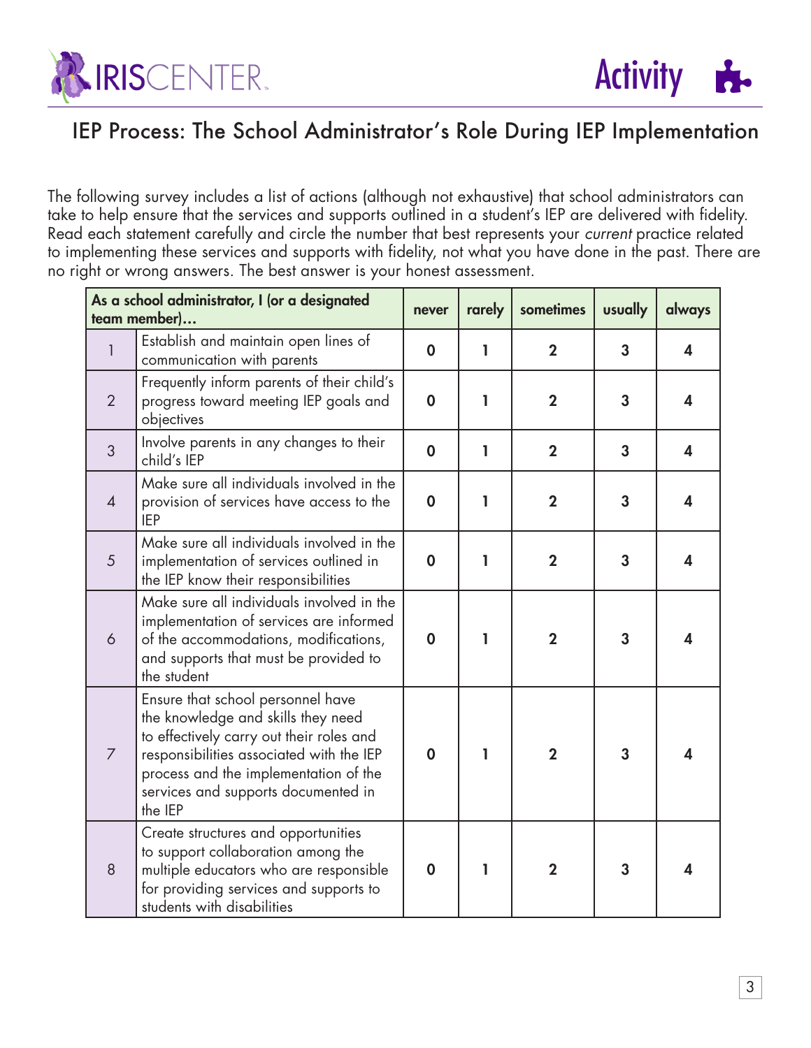# IEP Process: The School Administrator's Role During IEP Implementation

The following survey includes a list of actions (although not exhaustive) that school administrators can take to help ensure that the services and supports outlined in a student's IEP are delivered with fidelity. Read each statement carefully and circle the number that best represents your *current* practice related to implementing these services and supports with fidelity, not what you have done in the past. There are no right or wrong answers. The best answer is your honest assessment.

| | **As a school administrator, I (or a designated team member)...** | **never** | **rarely** | **sometimes** | **usually** | **always** |
|---|---|---|---|---|---|---|
| 1 | Establish and maintain open lines of communication with parents | **0** | **1** | **2** | **3** | **4** |
| 2 | Frequently inform parents of their child's progress toward meeting IEP goals and objectives | **0** | **1** | **2** | **3** | **4** |
| 3 | Involve parents in any changes to their child's IEP | **0** | **1** | **2** | **3** | **4** |
| 4 | Make sure all individuals involved in the provision of services have access to the IEP | **0** | **1** | **2** | **3** | **4** |
| 5 | Make sure all individuals involved in the implementation of services outlined in the IEP know their responsibilities | **0** | **1** | **2** | **3** | **4** |
| 6 | Make sure all individuals involved in the implementation of services are informed of the accommodations, modifications, and supports that must be provided to the student | **0** | **1** | **2** | **3** | **4** |
| 7 | Ensure that school personnel have the knowledge and skills they need to effectively carry out their roles and responsibilities associated with the IEP process and the implementation of the services and supports documented in the IEP | **0** | **1** | **2** | **3** | **4** |
| 8 | Create structures and opportunities to support collaboration among the multiple educators who are responsible for providing services and supports to students with disabilities | **0** | **1** | **2** | **3** | **4** |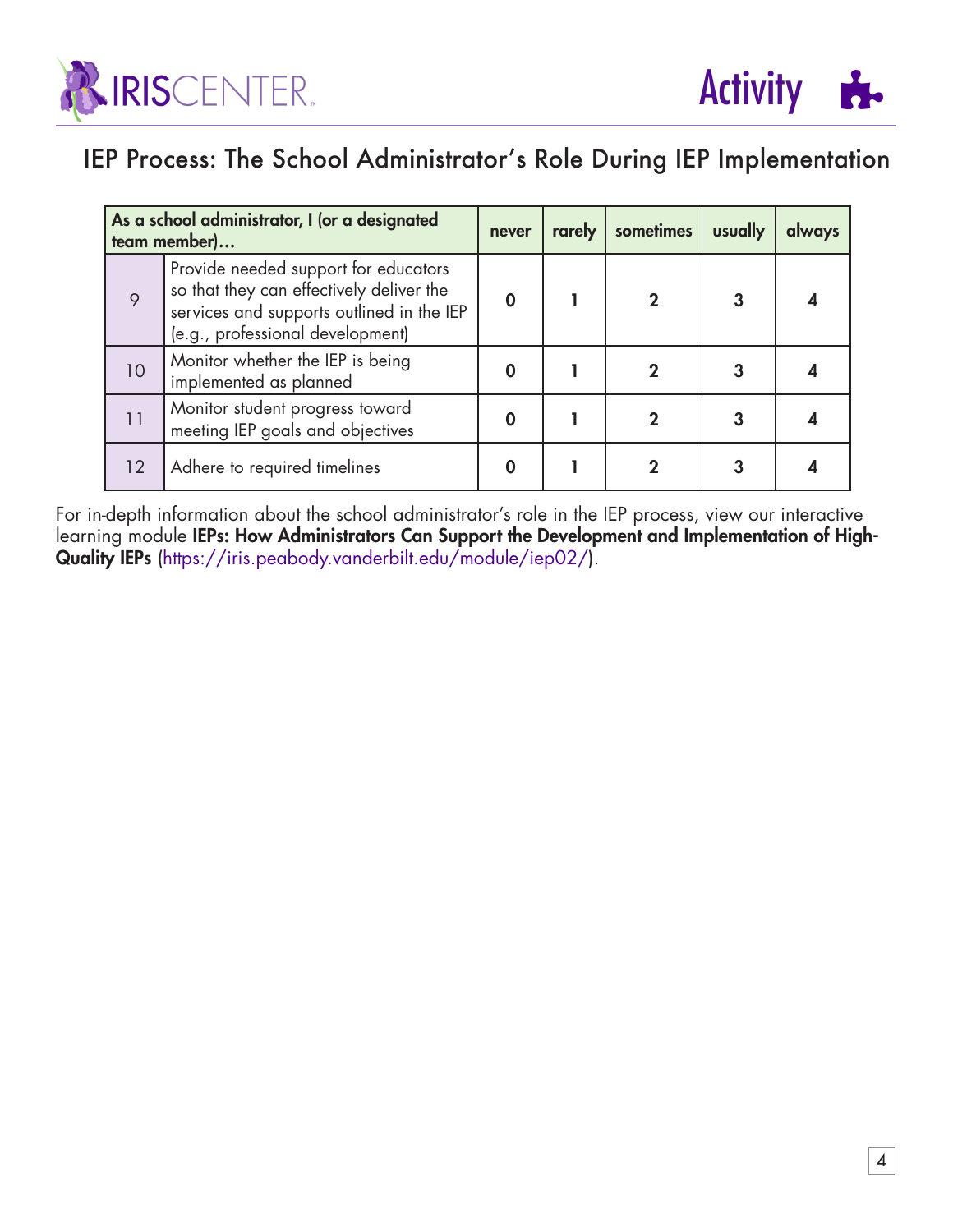# IEP Process: The School Administrator's Role During IEP Implementation

| As a school administrator, I (or a designated team member)… | | never | rarely | sometimes | usually | always |
|---|---|---|---|---|---|---|
| 9 | Provide needed support for educators so that they can effectively deliver the services and supports outlined in the IEP (e.g., professional development) | 0 | 1 | 2 | 3 | 4 |
| 10 | Monitor whether the IEP is being implemented as planned | 0 | 1 | 2 | 3 | 4 |
| 11 | Monitor student progress toward meeting IEP goals and objectives | 0 | 1 | 2 | 3 | 4 |
| 12 | Adhere to required timelines | 0 | 1 | 2 | 3 | 4 |

For in-depth information about the school administrator's role in the IEP process, view our interactive learning module **IEPs: How Administrators Can Support the Development and Implementation of High-Quality IEPs** (https://iris.peabody.vanderbilt.edu/module/iep02/).